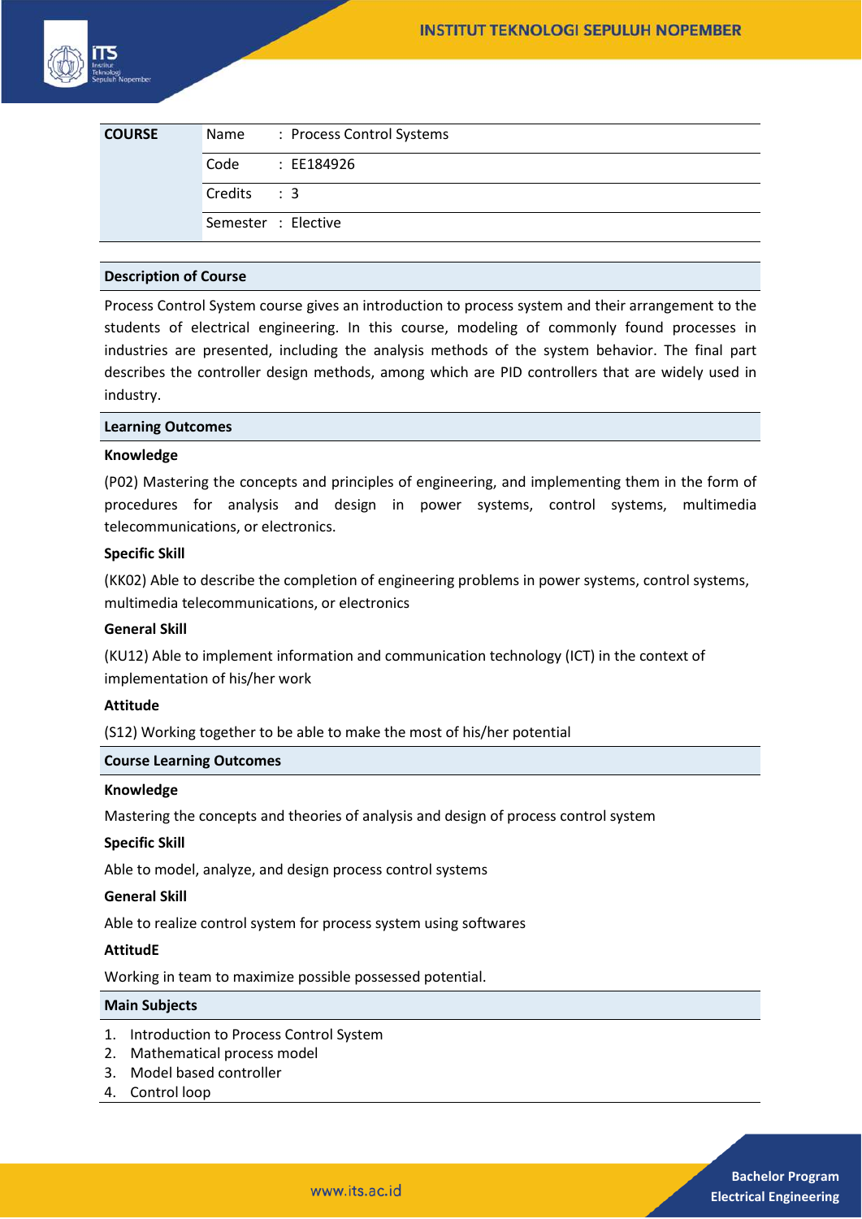| COURSE | Name | : Process Control Systems |
|---|---|---|
| | Code | : EE184926 |
| | Credits | : 3 |
| | Semester | : Elective |

## Description of Course

Process Control System course gives an introduction to process system and their arrangement to the students of electrical engineering. In this course, modeling of commonly found processes in industries are presented, including the analysis methods of the system behavior. The final part describes the controller design methods, among which are PID controllers that are widely used in industry.

## Learning Outcomes

**Knowledge**

(P02) Mastering the concepts and principles of engineering, and implementing them in the form of procedures for analysis and design in power systems, control systems, multimedia telecommunications, or electronics.

**Specific Skill**

(KK02) Able to describe the completion of engineering problems in power systems, control systems, multimedia telecommunications, or electronics

**General Skill**

(KU12) Able to implement information and communication technology (ICT) in the context of implementation of his/her work

**Attitude**

(S12) Working together to be able to make the most of his/her potential

## Course Learning Outcomes

**Knowledge**

Mastering the concepts and theories of analysis and design of process control system

**Specific Skill**

Able to model, analyze, and design process control systems

**General Skill**

Able to realize control system for process system using softwares

**AttitudE**

Working in team to maximize possible possessed potential.

## Main Subjects

1. Introduction to Process Control System
2. Mathematical process model
3. Model based controller
4. Control loop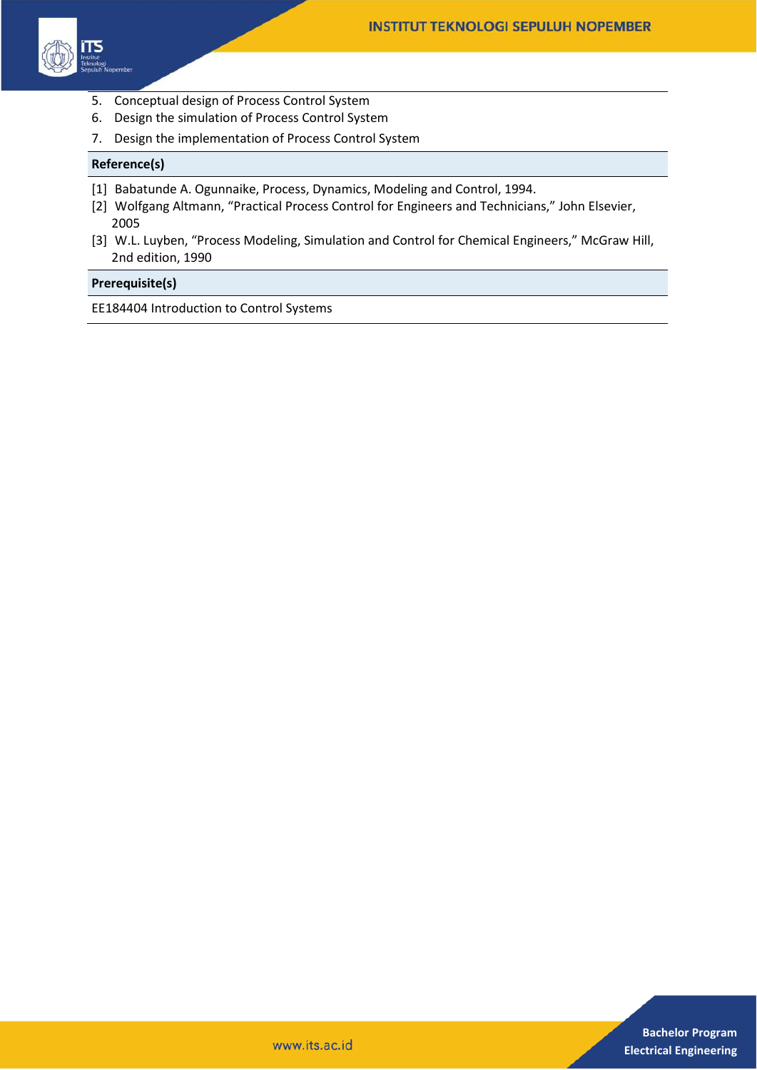5. Conceptual design of Process Control System
6. Design the simulation of Process Control System
7. Design the implementation of Process Control System

**Reference(s)**

[1] Babatunde A. Ogunnaike, Process, Dynamics, Modeling and Control, 1994.
[2] Wolfgang Altmann, “Practical Process Control for Engineers and Technicians,” John Elsevier, 2005
[3] W.L. Luyben, “Process Modeling, Simulation and Control for Chemical Engineers,” McGraw Hill, 2nd edition, 1990

**Prerequisite(s)**

EE184404 Introduction to Control Systems